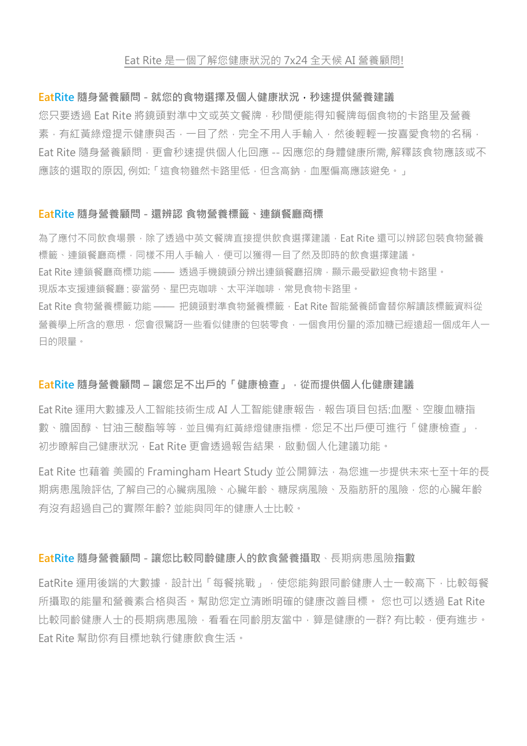Eat Rite 是一個了解您健康狀況的 7x24 全天候 AI 營養顧問!

### EatRite 隨身營養顧問 - 就您的食物選擇及個人健康狀況，秒速提供營養建議

您只要透過 Eat Rite 將鏡頭對準中文或英文餐牌，秒間便能得知餐牌每個食物的卡路里及營養素，有紅黃綠燈提示健康與否，一目了然，完全不用人手輸入，然後輕輕一按喜愛食物的名稱，Eat Rite 隨身營養顧問，更會秒速提供個人化回應 -- 因應您的身體健康所需, 解釋該食物應該或不應該的選取的原因, 例如:「這食物雖然卡路里低，但含高鈉，血壓偏高應該避免。」

### EatRite 隨身營養顧問 - 還辨認 食物營養標籤、連鎖餐廳商標

為了應付不同飲食場景，除了透過中英文餐牌直接提供飲食選擇建議，Eat Rite 還可以辨認包裝食物營養標籤、連鎖餐廳商標，同樣不用人手輸入，便可以獲得一目了然及即時的飲食選擇建議。

Eat Rite 連鎖餐廳商標功能 —— 透過手機鏡頭分辨出連鎖餐廳招牌，顯示最受歡迎食物卡路里。

現版本支援連鎖餐廳 : 麥當勞、星巴克咖啡、太平洋咖啡，常見食物卡路里。

Eat Rite 食物營養標籤功能 —— 把鏡頭對準食物營養標籤，Eat Rite 智能營養師會替你解讀該標籤資料從營養學上所含的意思，您會很驚訝一些看似健康的包裝零食，一個食用份量的添加糖已經遠超一個成年人一日的限量。

### EatRite 隨身營養顧問 – 讓您足不出戶的「健康檢查」，從而提供個人化健康建議

Eat Rite 運用大數據及人工智能技術生成 AI 人工智能健康報告，報告項目包括:血壓、空腹血糖指數、膽固醇、甘油三酸酯等等，並且備有紅黃綠燈健康指標，您足不出戶便可進行「健康檢查」，初步瞭解自己健康狀況，Eat Rite 更會透過報告結果，啟動個人化建議功能。

Eat Rite 也藉着 美國的 Framingham Heart Study 並公開算法，為您進一步提供未來七至十年的長期病患風險評估, 了解自己的心臟病風險、心臟年齡、糖尿病風險、及脂肪肝的風險，您的心臟年齡有沒有超過自己的實際年齡? 並能與同年的健康人士比較。

### EatRite 隨身營養顧問 - 讓您比較同齡健康人的飲食營養攝取、長期病患風險指數

EatRite 運用後端的大數據，設計出「每餐挑戰」，使您能夠跟同齡健康人士一較高下，比較每餐所攝取的能量和營養素合格與否。幫助您定立清晰明確的健康改善目標。 您也可以透過 Eat Rite 比較同齡健康人士的長期病患風險，看看在同齡朋友當中，算是健康的一群? 有比較，便有進步。Eat Rite 幫助你有目標地執行健康飲食生活。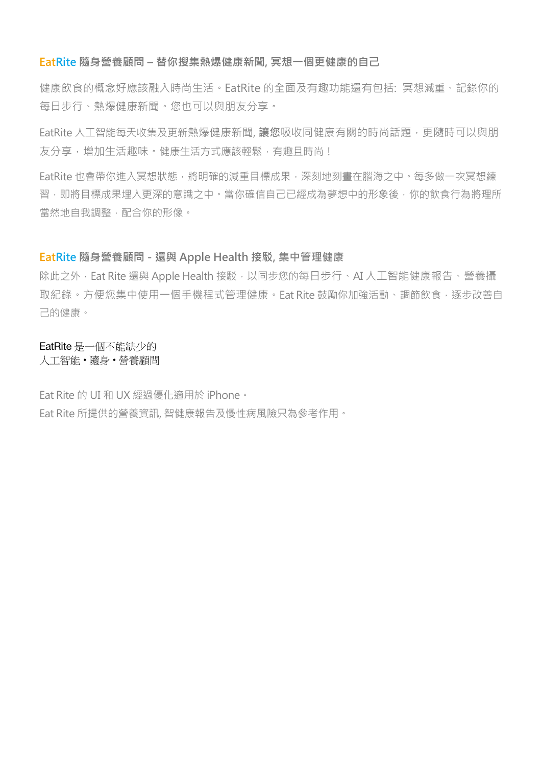## EatRite 隨身營養顧問 – 替你搜集熱爆健康新聞, 冥想一個更健康的自己

健康飲食的概念好應該融入時尚生活。EatRite 的全面及有趣功能還有包括: 冥想減重、記錄你的每日步行、熱爆健康新聞。您也可以與朋友分享。

EatRite 人工智能每天收集及更新熱爆健康新聞, **讓您**吸收同健康有關的時尚話題，更隨時可以與朋友分享，增加生活趣味。健康生活方式應該輕鬆，有趣且時尚！

EatRite 也會帶你進入冥想狀態，將明確的減重目標成果，深刻地刻畫在腦海之中。每多做一次冥想練習，即將目標成果埋入更深的意識之中。當你確信自己已經成為夢想中的形象後，你的飲食行為將理所當然地自我調整，配合你的形像。

## EatRite 隨身營養顧問 - 還與 Apple Health 接駁, 集中管理健康

除此之外，Eat Rite 還與 Apple Health 接駁，以同步您的每日步行、AI 人工智能健康報告、營養攝取紀錄。方便您集中使用一個手機程式管理健康。Eat Rite 鼓勵你加強活動、調節飲食，逐步改善自己的健康。

EatRite 是一個不能缺少的
人工智能・隨身・營養顧問

Eat Rite 的 UI 和 UX 經過優化適用於 iPhone。
Eat Rite 所提供的營養資訊, 智健康報告及慢性病風險只為參考作用。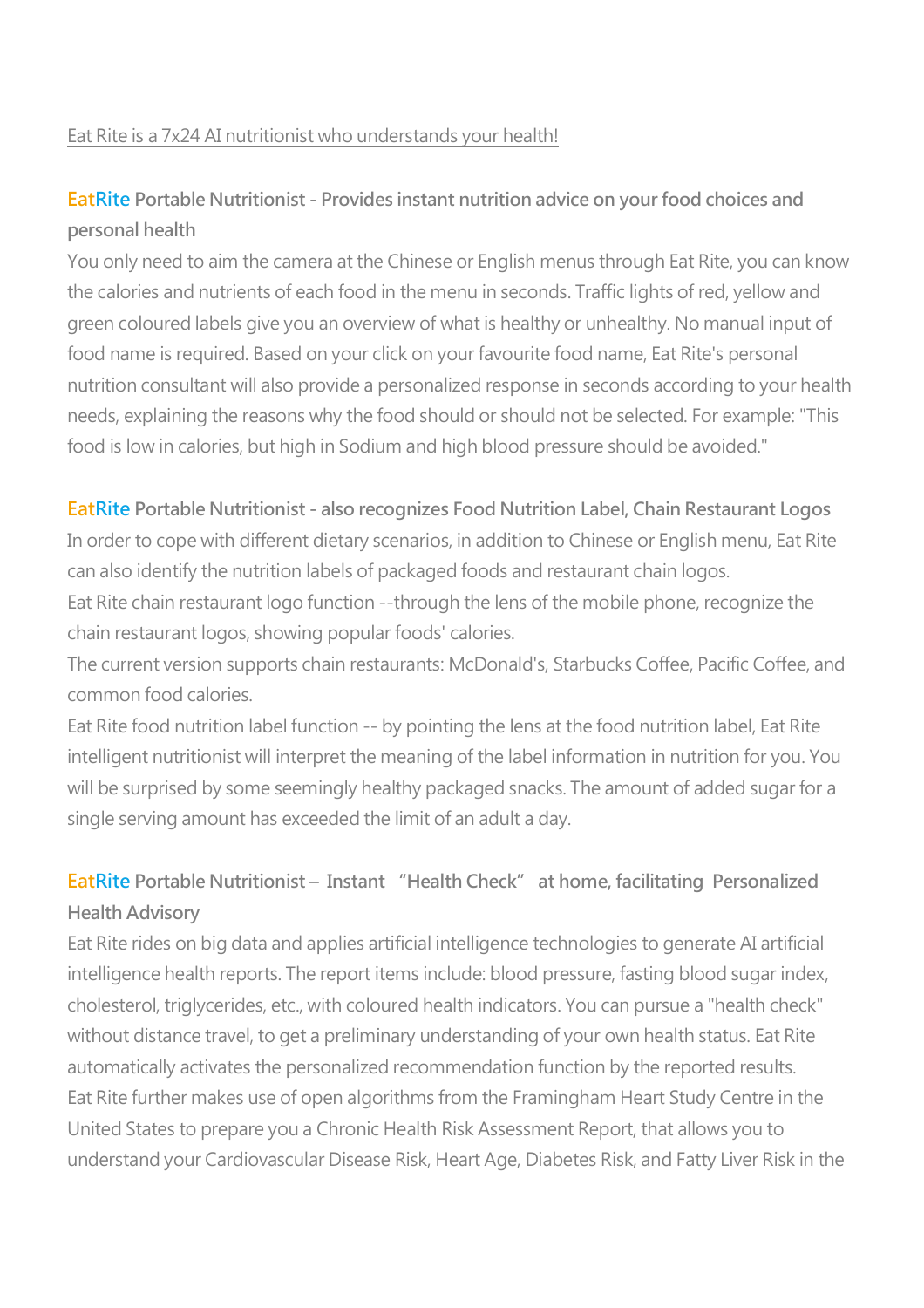Eat Rite is a 7x24 AI nutritionist who understands your health!

### EatRite Portable Nutritionist - Provides instant nutrition advice on your food choices and personal health

You only need to aim the camera at the Chinese or English menus through Eat Rite, you can know the calories and nutrients of each food in the menu in seconds. Traffic lights of red, yellow and green coloured labels give you an overview of what is healthy or unhealthy. No manual input of food name is required. Based on your click on your favourite food name, Eat Rite's personal nutrition consultant will also provide a personalized response in seconds according to your health needs, explaining the reasons why the food should or should not be selected. For example: "This food is low in calories, but high in Sodium and high blood pressure should be avoided."

### EatRite Portable Nutritionist - also recognizes Food Nutrition Label, Chain Restaurant Logos

In order to cope with different dietary scenarios, in addition to Chinese or English menu, Eat Rite can also identify the nutrition labels of packaged foods and restaurant chain logos.

Eat Rite chain restaurant logo function --through the lens of the mobile phone, recognize the chain restaurant logos, showing popular foods' calories.

The current version supports chain restaurants: McDonald's, Starbucks Coffee, Pacific Coffee, and common food calories.

Eat Rite food nutrition label function -- by pointing the lens at the food nutrition label, Eat Rite intelligent nutritionist will interpret the meaning of the label information in nutrition for you. You will be surprised by some seemingly healthy packaged snacks. The amount of added sugar for a single serving amount has exceeded the limit of an adult a day.

### EatRite Portable Nutritionist – Instant "Health Check" at home, facilitating Personalized Health Advisory

Eat Rite rides on big data and applies artificial intelligence technologies to generate AI artificial intelligence health reports. The report items include: blood pressure, fasting blood sugar index, cholesterol, triglycerides, etc., with coloured health indicators. You can pursue a "health check" without distance travel, to get a preliminary understanding of your own health status. Eat Rite automatically activates the personalized recommendation function by the reported results.

Eat Rite further makes use of open algorithms from the Framingham Heart Study Centre in the United States to prepare you a Chronic Health Risk Assessment Report, that allows you to understand your Cardiovascular Disease Risk, Heart Age, Diabetes Risk, and Fatty Liver Risk in the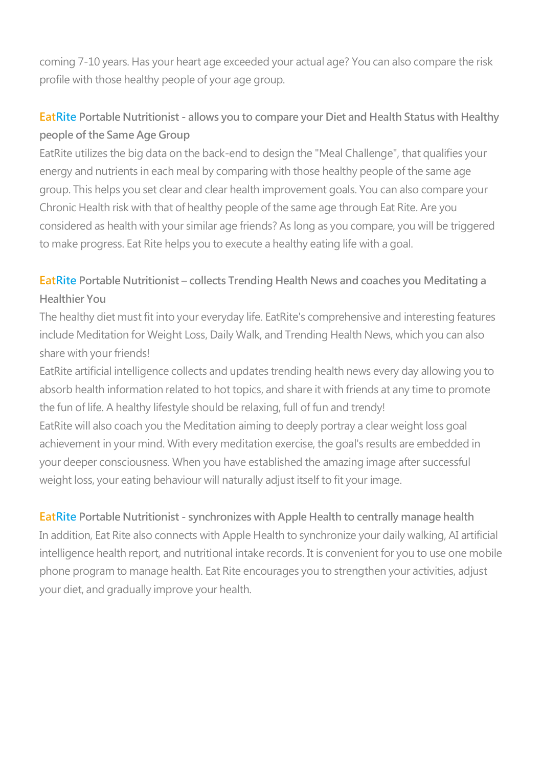coming 7-10 years. Has your heart age exceeded your actual age? You can also compare the risk profile with those healthy people of your age group.

### EatRite Portable Nutritionist - allows you to compare your Diet and Health Status with Healthy people of the Same Age Group

EatRite utilizes the big data on the back-end to design the "Meal Challenge", that qualifies your energy and nutrients in each meal by comparing with those healthy people of the same age group. This helps you set clear and clear health improvement goals. You can also compare your Chronic Health risk with that of healthy people of the same age through Eat Rite. Are you considered as health with your similar age friends? As long as you compare, you will be triggered to make progress. Eat Rite helps you to execute a healthy eating life with a goal.

### EatRite Portable Nutritionist – collects Trending Health News and coaches you Meditating a Healthier You

The healthy diet must fit into your everyday life. EatRite's comprehensive and interesting features include Meditation for Weight Loss, Daily Walk, and Trending Health News, which you can also share with your friends!

EatRite artificial intelligence collects and updates trending health news every day allowing you to absorb health information related to hot topics, and share it with friends at any time to promote the fun of life. A healthy lifestyle should be relaxing, full of fun and trendy!

EatRite will also coach you the Meditation aiming to deeply portray a clear weight loss goal achievement in your mind. With every meditation exercise, the goal's results are embedded in your deeper consciousness. When you have established the amazing image after successful weight loss, your eating behaviour will naturally adjust itself to fit your image.

### EatRite Portable Nutritionist - synchronizes with Apple Health to centrally manage health

In addition, Eat Rite also connects with Apple Health to synchronize your daily walking, AI artificial intelligence health report, and nutritional intake records. It is convenient for you to use one mobile phone program to manage health. Eat Rite encourages you to strengthen your activities, adjust your diet, and gradually improve your health.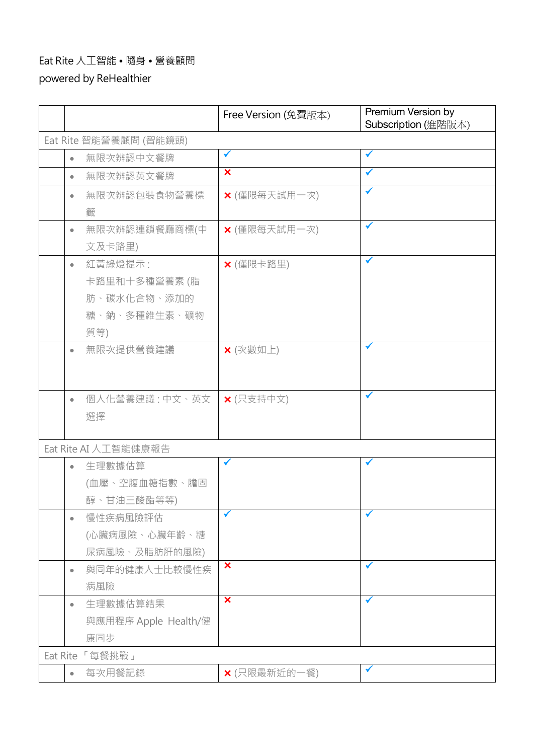Eat Rite 人工智能 • 隨身 • 營養顧問

powered by ReHealthier

| | | Free Version (免費版本) | Premium Version by Subscription (進階版本) |
|---|---|---|---|
| Eat Rite 智能營養顧問 (智能鏡頭) | | | |
| | • 無限次辨認中文餐牌 | ✓ | ✓ |
| | • 無限次辨認英文餐牌 | ✗ | ✓ |
| | • 無限次辨認包裝食物營養標籤 | ✗ (僅限每天試用一次) | ✓ |
| | • 無限次辨認連鎖餐廳商標(中文及卡路里) | ✗ (僅限每天試用一次) | ✓ |
| | • 紅黃綠燈提示：卡路里和十多種營養素 (脂肪、碳水化合物、添加的糖、鈉、多種維生素、礦物質等) | ✗ (僅限卡路里) | ✓ |
| | • 無限次提供營養建議 | ✗ (次數如上) | ✓ |
| | • 個人化營養建議：中文、英文選擇 | ✗ (只支持中文) | ✓ |
| Eat Rite AI 人工智能健康報告 | | | |
| | • 生理數據估算 (血壓、空腹血糖指數、膽固醇、甘油三酸酯等等) | ✓ | ✓ |
| | • 慢性疾病風險評估 (心臟病風險、心臟年齡、糖尿病風險、及脂肪肝的風險) | ✓ | ✓ |
| | • 與同年的健康人士比較慢性疾病風險 | ✗ | ✓ |
| | • 生理數據估算結果與應用程序 Apple Health/健康同步 | ✗ | ✓ |
| Eat Rite 「每餐挑戰」 | | | |
| | • 每次用餐記錄 | ✗ (只限最新近的一餐) | ✓ |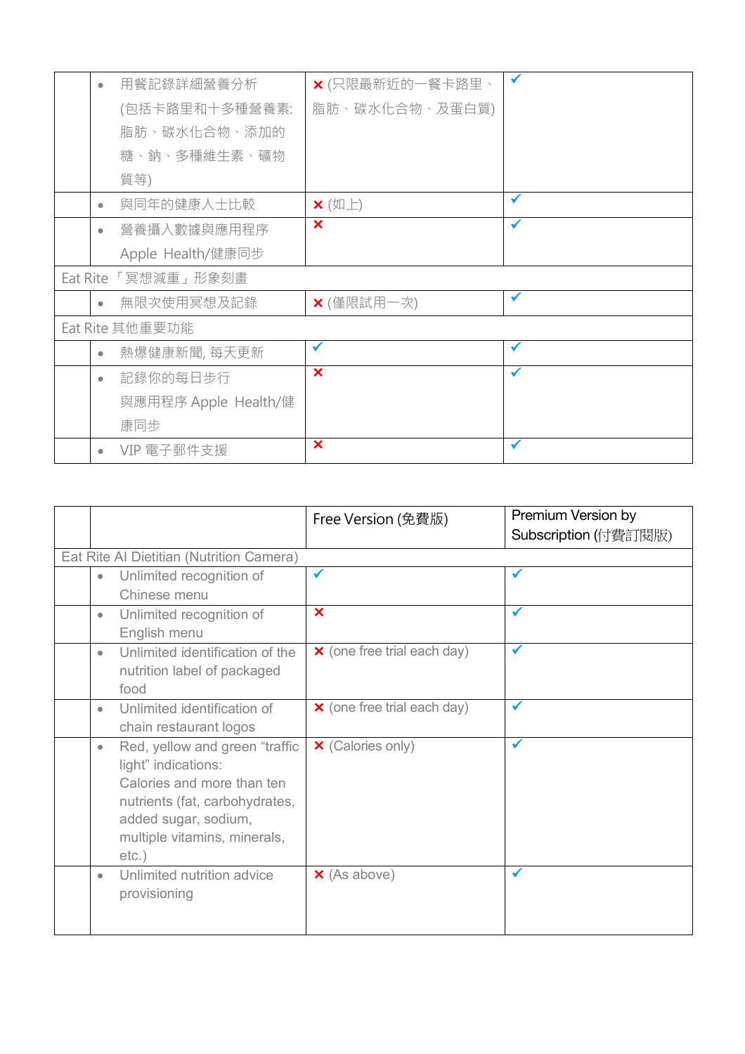| | | | |
|---|---|---|---|
| | • 用餐記錄詳細營養分析 (包括卡路里和十多種營養素: 脂肪、碳水化合物、添加的糖、鈉、多種維生素、礦物質等) | ✗ (只限最新近的一餐卡路里、脂肪、碳水化合物、及蛋白質) | ✓ |
| | • 與同年的健康人士比較 | ✗ (如上) | ✓ |
| | • 營養攝入數據與應用程序 Apple Health/健康同步 | ✗ | ✓ |
| Eat Rite 「冥想減重」形象刻畫 | | | |
| | • 無限次使用冥想及記錄 | ✗ (僅限試用一次) | ✓ |
| Eat Rite 其他重要功能 | | | |
| | • 熱爆健康新聞, 每天更新 | ✓ | ✓ |
| | • 記錄你的每日步行 與應用程序 Apple Health/健康同步 | ✗ | ✓ |
| | • VIP 電子郵件支援 | ✗ | ✓ |

| | | Free Version (免費版) | Premium Version by Subscription (付費訂閱版) |
|---|---|---|---|
| Eat Rite AI Dietitian (Nutrition Camera) | | | |
| | • Unlimited recognition of Chinese menu | ✓ | ✓ |
| | • Unlimited recognition of English menu | ✗ | ✓ |
| | • Unlimited identification of the nutrition label of packaged food | ✗ (one free trial each day) | ✓ |
| | • Unlimited identification of chain restaurant logos | ✗ (one free trial each day) | ✓ |
| | • Red, yellow and green "traffic light" indications: Calories and more than ten nutrients (fat, carbohydrates, added sugar, sodium, multiple vitamins, minerals, etc.) | ✗ (Calories only) | ✓ |
| | • Unlimited nutrition advice provisioning | ✗ (As above) | ✓ |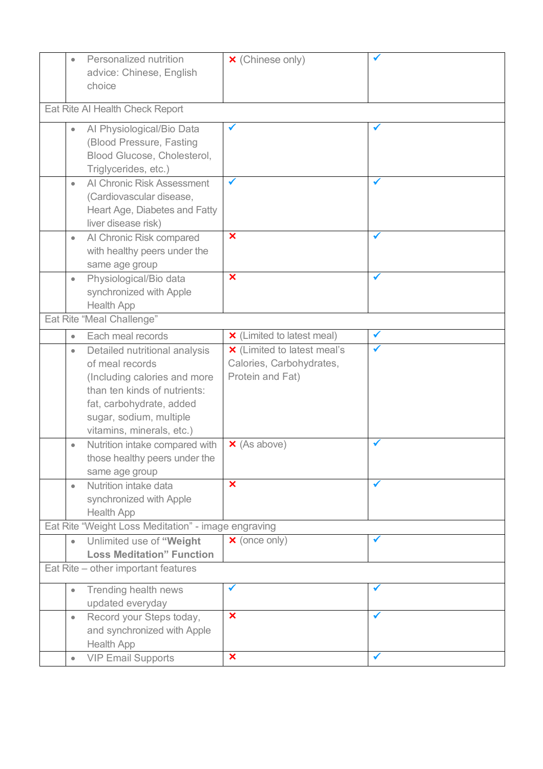| | | | |
|---|---|---|---|
| | • Personalized nutrition advice: Chinese, English choice | ❌ (Chinese only) | ✔ |
| Eat Rite AI Health Check Report | | | |
| | • AI Physiological/Bio Data (Blood Pressure, Fasting Blood Glucose, Cholesterol, Triglycerides, etc.) | ✔ | ✔ |
| | • AI Chronic Risk Assessment (Cardiovascular disease, Heart Age, Diabetes and Fatty liver disease risk) | ✔ | ✔ |
| | • AI Chronic Risk compared with healthy peers under the same age group | ❌ | ✔ |
| | • Physiological/Bio data synchronized with Apple Health App | ❌ | ✔ |
| Eat Rite "Meal Challenge" | | | |
| | • Each meal records | ❌ (Limited to latest meal) | ✔ |
| | • Detailed nutritional analysis of meal records (Including calories and more than ten kinds of nutrients: fat, carbohydrate, added sugar, sodium, multiple vitamins, minerals, etc.) | ❌ (Limited to latest meal's Calories, Carbohydrates, Protein and Fat) | ✔ |
| | • Nutrition intake compared with those healthy peers under the same age group | ❌ (As above) | ✔ |
| | • Nutrition intake data synchronized with Apple Health App | ❌ | ✔ |
| Eat Rite "Weight Loss Meditation" - image engraving | | | |
| | • Unlimited use of **"Weight Loss Meditation" Function** | ❌ (once only) | ✔ |
| Eat Rite – other important features | | | |
| | • Trending health news updated everyday | ✔ | ✔ |
| | • Record your Steps today, and synchronized with Apple Health App | ❌ | ✔ |
| | • VIP Email Supports | ❌ | ✔ |